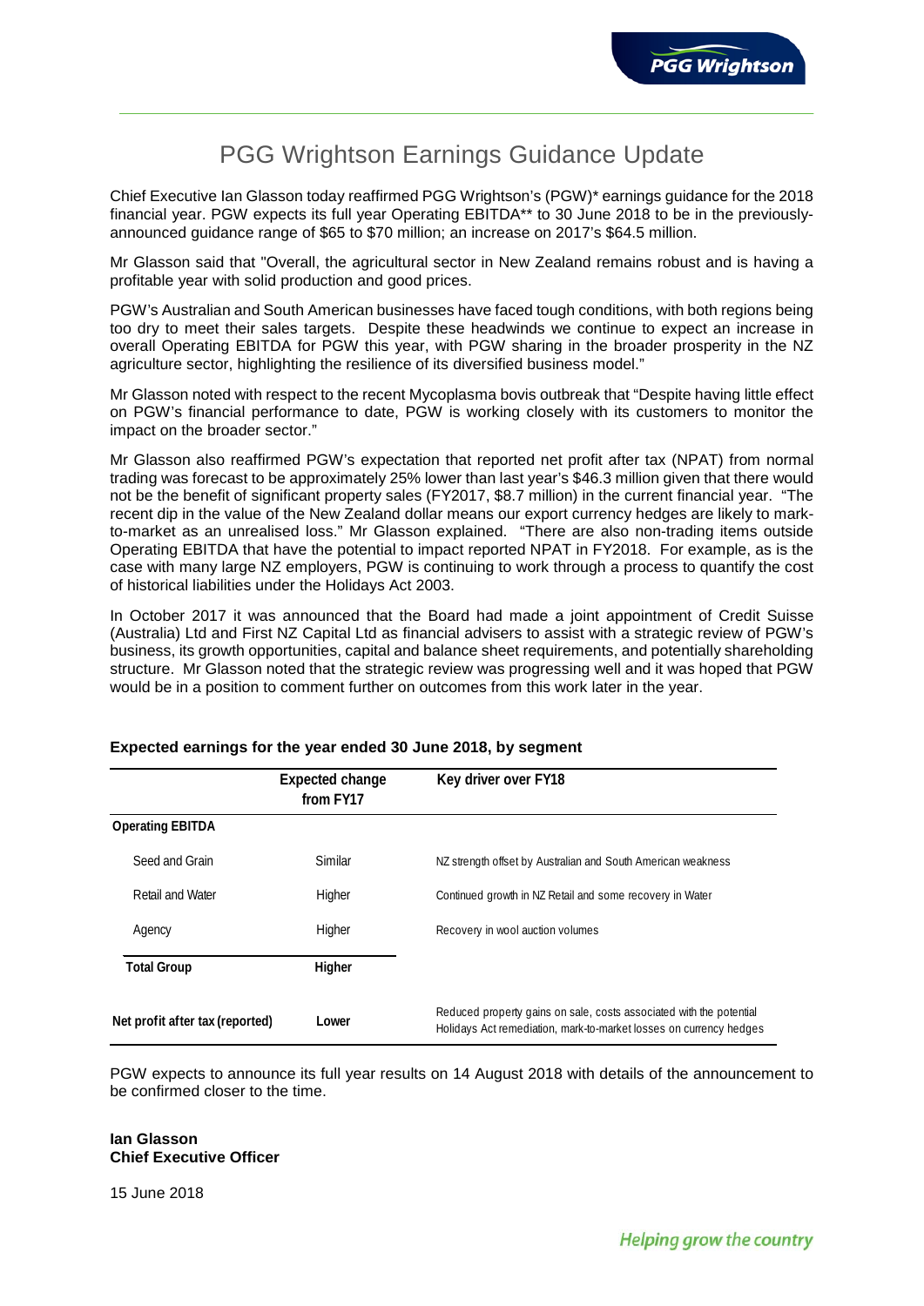# PGG Wrightson Earnings Guidance Update

Chief Executive Ian Glasson today reaffirmed PGG Wrightson's (PGW)* earnings guidance for the 2018 financial year. PGW expects its full year Operating EBITDA** to 30 June 2018 to be in the previously-announced guidance range of $65 to $70 million; an increase on 2017's $64.5 million.

Mr Glasson said that "Overall, the agricultural sector in New Zealand remains robust and is having a profitable year with solid production and good prices.

PGW's Australian and South American businesses have faced tough conditions, with both regions being too dry to meet their sales targets. Despite these headwinds we continue to expect an increase in overall Operating EBITDA for PGW this year, with PGW sharing in the broader prosperity in the NZ agriculture sector, highlighting the resilience of its diversified business model."

Mr Glasson noted with respect to the recent Mycoplasma bovis outbreak that "Despite having little effect on PGW's financial performance to date, PGW is working closely with its customers to monitor the impact on the broader sector."

Mr Glasson also reaffirmed PGW's expectation that reported net profit after tax (NPAT) from normal trading was forecast to be approximately 25% lower than last year's $46.3 million given that there would not be the benefit of significant property sales (FY2017, $8.7 million) in the current financial year. "The recent dip in the value of the New Zealand dollar means our export currency hedges are likely to mark-to-market as an unrealised loss." Mr Glasson explained. "There are also non-trading items outside Operating EBITDA that have the potential to impact reported NPAT in FY2018. For example, as is the case with many large NZ employers, PGW is continuing to work through a process to quantify the cost of historical liabilities under the Holidays Act 2003.

In October 2017 it was announced that the Board had made a joint appointment of Credit Suisse (Australia) Ltd and First NZ Capital Ltd as financial advisers to assist with a strategic review of PGW's business, its growth opportunities, capital and balance sheet requirements, and potentially shareholding structure. Mr Glasson noted that the strategic review was progressing well and it was hoped that PGW would be in a position to comment further on outcomes from this work later in the year.

**Expected earnings for the year ended 30 June 2018, by segment**

| | Expected change from FY17 | Key driver over FY18 |
|---|---|---|
| **Operating EBITDA** | | |
| Seed and Grain | Similar | NZ strength offset by Australian and South American weakness |
| Retail and Water | Higher | Continued growth in NZ Retail and some recovery in Water |
| Agency | Higher | Recovery in wool auction volumes |
| **Total Group** | **Higher** | |
| **Net profit after tax (reported)** | **Lower** | Reduced property gains on sale, costs associated with the potential Holidays Act remediation, mark-to-market losses on currency hedges |

PGW expects to announce its full year results on 14 August 2018 with details of the announcement to be confirmed closer to the time.

**Ian Glasson**
**Chief Executive Officer**

15 June 2018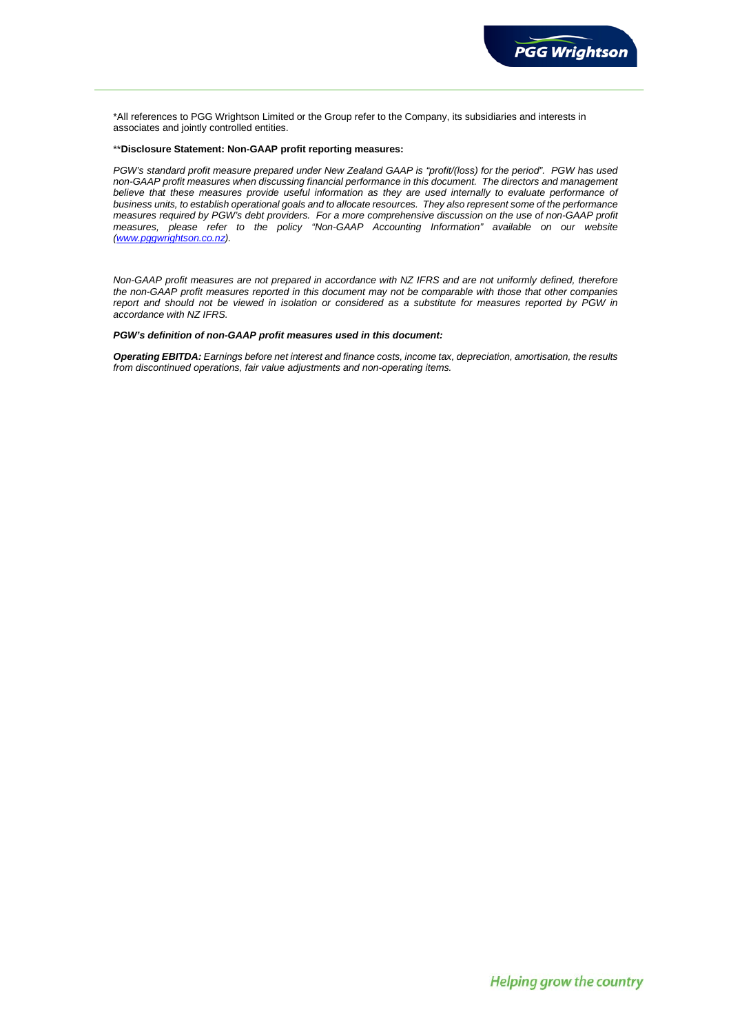*All references to PGG Wrightson Limited or the Group refer to the Company, its subsidiaries and interests in associates and jointly controlled entities.

**Disclosure Statement: Non-GAAP profit reporting measures:**

*PGW's standard profit measure prepared under New Zealand GAAP is "profit/(loss) for the period". PGW has used non-GAAP profit measures when discussing financial performance in this document. The directors and management believe that these measures provide useful information as they are used internally to evaluate performance of business units, to establish operational goals and to allocate resources. They also represent some of the performance measures required by PGW's debt providers. For a more comprehensive discussion on the use of non-GAAP profit measures, please refer to the policy "Non-GAAP Accounting Information" available on our website (www.pggwrightson.co.nz).*

*Non-GAAP profit measures are not prepared in accordance with NZ IFRS and are not uniformly defined, therefore the non-GAAP profit measures reported in this document may not be comparable with those that other companies report and should not be viewed in isolation or considered as a substitute for measures reported by PGW in accordance with NZ IFRS.*

***PGW's definition of non-GAAP profit measures used in this document:***

***Operating EBITDA:** Earnings before net interest and finance costs, income tax, depreciation, amortisation, the results from discontinued operations, fair value adjustments and non-operating items.*